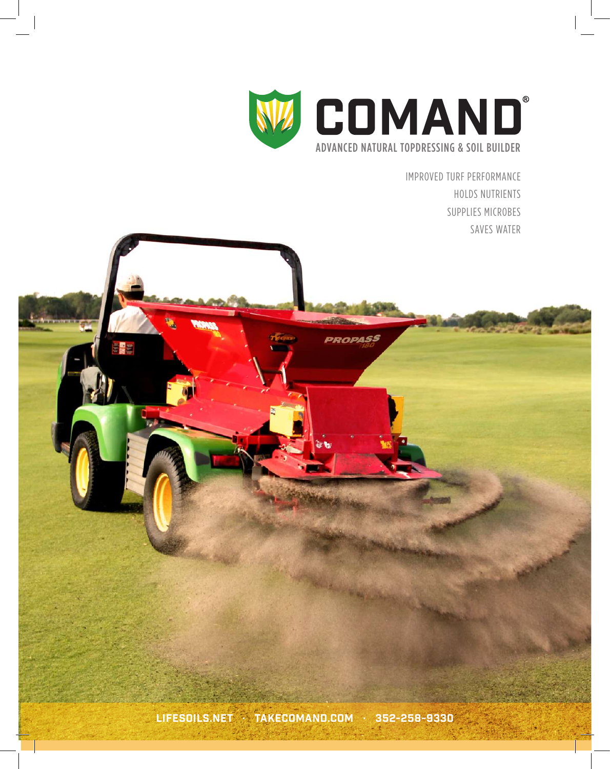# COMAND®

## ADVANCED NATURAL TOPDRESSING & SOIL BUILDER

IMPROVED TURF PERFORMANCE
HOLDS NUTRIENTS
SUPPLIES MICROBES
SAVES WATER

**LIFESOILS.NET · TAKECOMAND.COM · 352-258-9330**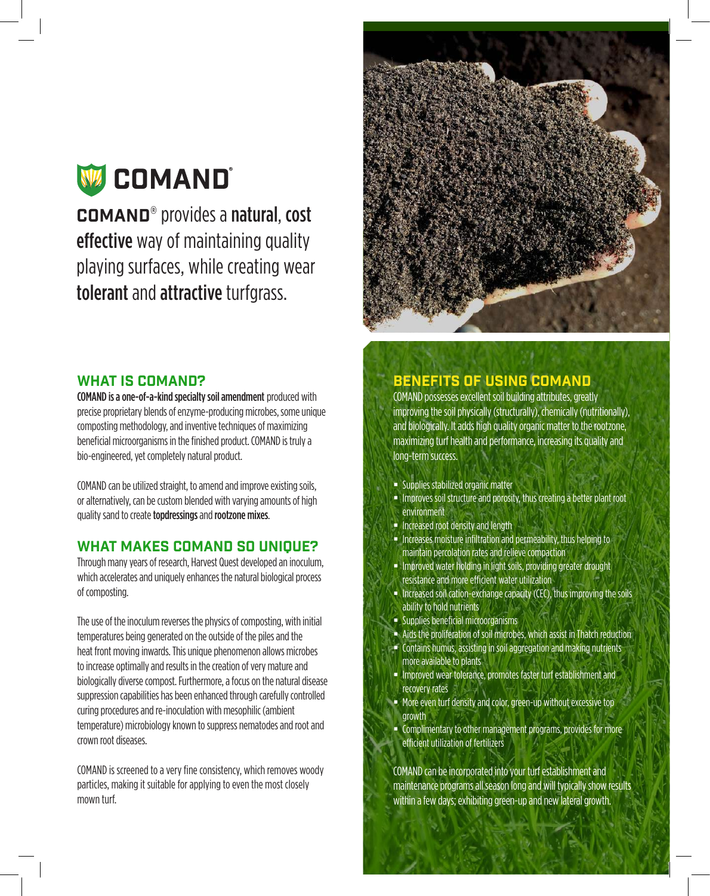# COMAND®

**COMAND**® provides a **natural**, **cost effective** way of maintaining quality playing surfaces, while creating wear **tolerant** and **attractive** turfgrass.

## WHAT IS COMAND?

**COMAND is a one-of-a-kind specialty soil amendment** produced with precise proprietary blends of enzyme-producing microbes, some unique composting methodology, and inventive techniques of maximizing beneficial microorganisms in the finished product. COMAND is truly a bio-engineered, yet completely natural product.

COMAND can be utilized straight, to amend and improve existing soils, or alternatively, can be custom blended with varying amounts of high quality sand to create **topdressings** and **rootzone mixes**.

## WHAT MAKES COMAND SO UNIQUE?

Through many years of research, Harvest Quest developed an inoculum, which accelerates and uniquely enhances the natural biological process of composting.

The use of the inoculum reverses the physics of composting, with initial temperatures being generated on the outside of the piles and the heat front moving inwards. This unique phenomenon allows microbes to increase optimally and results in the creation of very mature and biologically diverse compost. Furthermore, a focus on the natural disease suppression capabilities has been enhanced through carefully controlled curing procedures and re-inoculation with mesophilic (ambient temperature) microbiology known to suppress nematodes and root and crown root diseases.

COMAND is screened to a very fine consistency, which removes woody particles, making it suitable for applying to even the most closely mown turf.

## BENEFITS OF USING COMAND

COMAND possesses excellent soil building attributes, greatly improving the soil physically (structurally), chemically (nutritionally), and biologically. It adds high quality organic matter to the rootzone, maximizing turf health and performance, increasing its quality and long-term success.

- Supplies stabilized organic matter
- Improves soil structure and porosity, thus creating a better plant root environment
- Increased root density and length
- Increases moisture infiltration and permeability, thus helping to maintain percolation rates and relieve compaction
- Improved water holding in light soils, providing greater drought resistance and more efficient water utilization
- Increased soil cation-exchange capacity (CEC), thus improving the soils ability to hold nutrients
- Supplies beneficial microorganisms
- Aids the proliferation of soil microbes, which assist in Thatch reduction
- Contains humus, assisting in soil aggregation and making nutrients more available to plants
- Improved wear tolerance, promotes faster turf establishment and recovery rates
- More even turf density and color, green-up without excessive top growth
- Complimentary to other management programs, provides for more efficient utilization of fertilizers

COMAND can be incorporated into your turf establishment and maintenance programs all season long and will typically show results within a few days; exhibiting green-up and new lateral growth.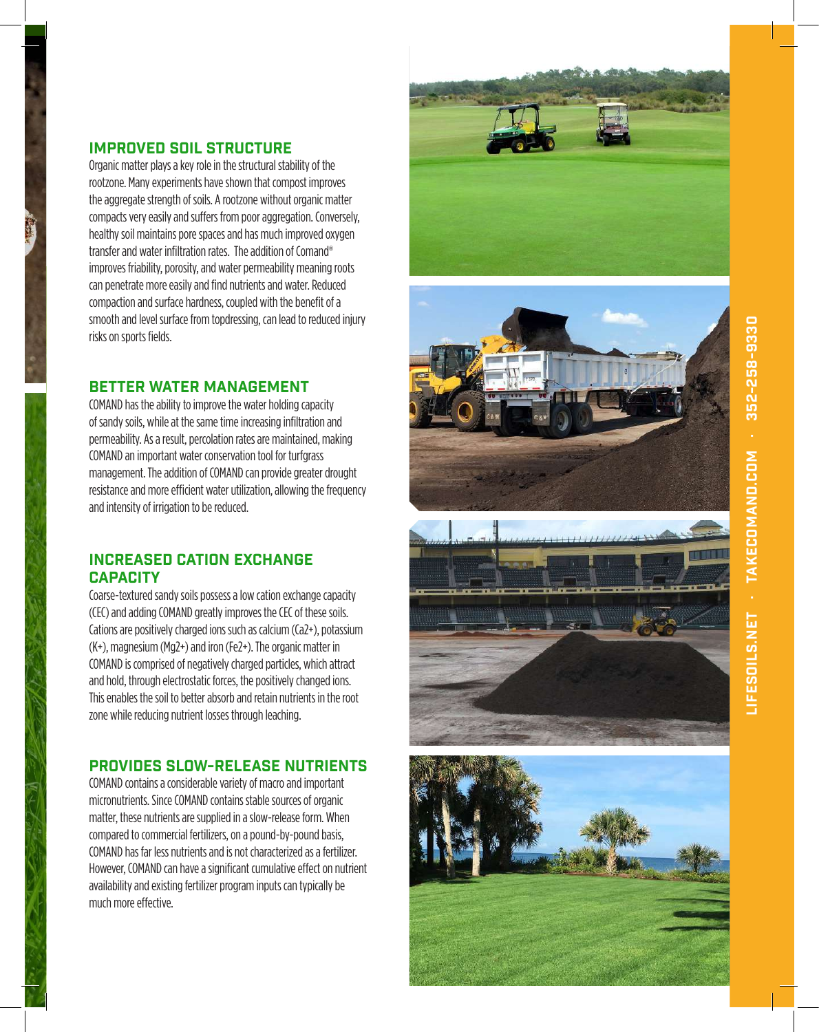## IMPROVED SOIL STRUCTURE

Organic matter plays a key role in the structural stability of the rootzone. Many experiments have shown that compost improves the aggregate strength of soils. A rootzone without organic matter compacts very easily and suffers from poor aggregation. Conversely, healthy soil maintains pore spaces and has much improved oxygen transfer and water infiltration rates. The addition of Comand® improves friability, porosity, and water permeability meaning roots can penetrate more easily and find nutrients and water. Reduced compaction and surface hardness, coupled with the benefit of a smooth and level surface from topdressing, can lead to reduced injury risks on sports fields.

## BETTER WATER MANAGEMENT

COMAND has the ability to improve the water holding capacity of sandy soils, while at the same time increasing infiltration and permeability. As a result, percolation rates are maintained, making COMAND an important water conservation tool for turfgrass management. The addition of COMAND can provide greater drought resistance and more efficient water utilization, allowing the frequency and intensity of irrigation to be reduced.

## INCREASED CATION EXCHANGE CAPACITY

Coarse-textured sandy soils possess a low cation exchange capacity (CEC) and adding COMAND greatly improves the CEC of these soils. Cations are positively charged ions such as calcium ($Ca^{2+}$), potassium ($K^{+}$), magnesium ($Mg^{2+}$) and iron ($Fe^{2+}$). The organic matter in COMAND is comprised of negatively charged particles, which attract and hold, through electrostatic forces, the positively changed ions. This enables the soil to better absorb and retain nutrients in the root zone while reducing nutrient losses through leaching.

## PROVIDES SLOW-RELEASE NUTRIENTS

COMAND contains a considerable variety of macro and important micronutrients. Since COMAND contains stable sources of organic matter, these nutrients are supplied in a slow-release form. When compared to commercial fertilizers, on a pound-by-pound basis, COMAND has far less nutrients and is not characterized as a fertilizer. However, COMAND can have a significant cumulative effect on nutrient availability and existing fertilizer program inputs can typically be much more effective.

LIFESOILS.NET · TAKECOMAND.COM · 352-258-9330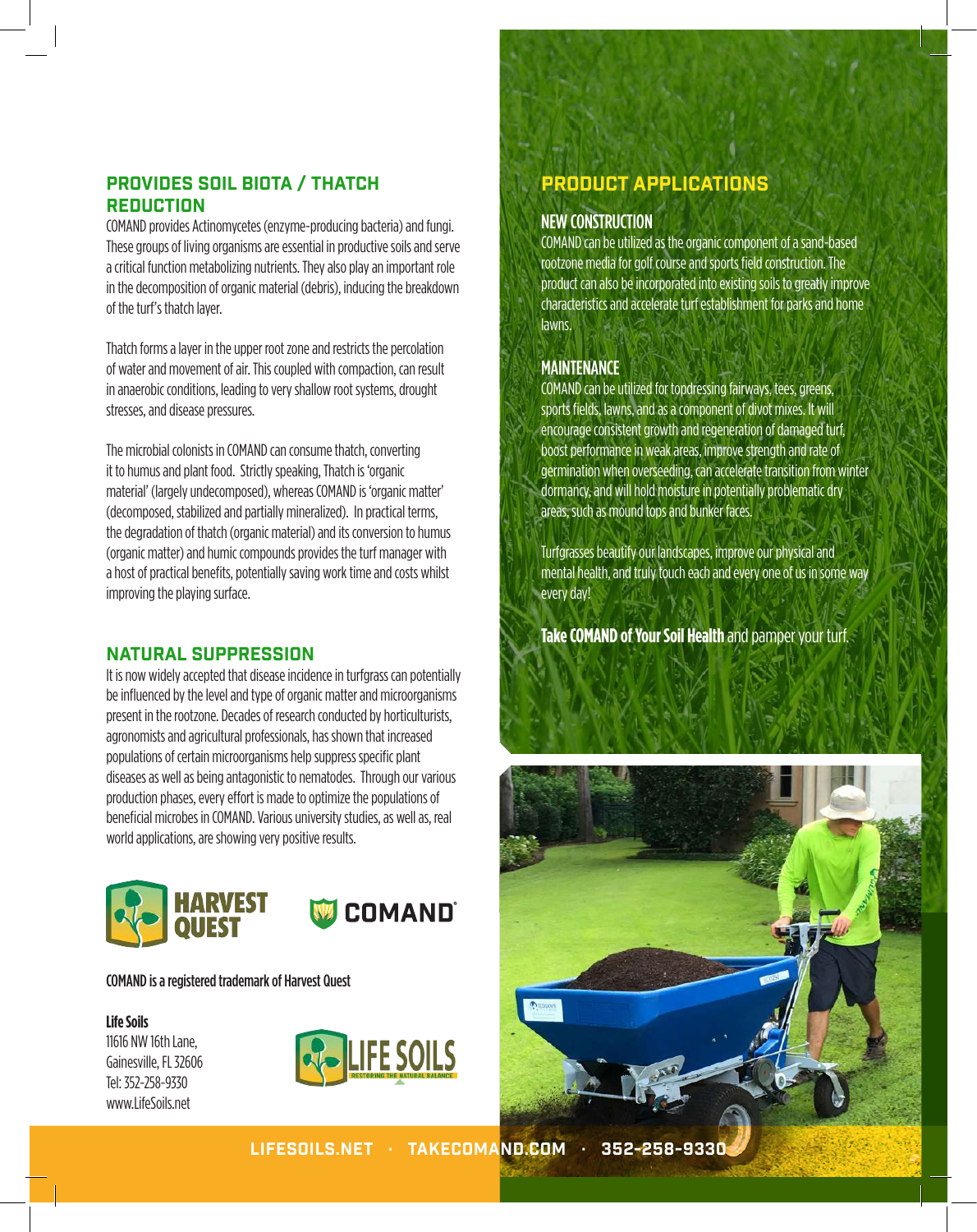## PROVIDES SOIL BIOTA / THATCH REDUCTION

COMAND provides Actinomycetes (enzyme-producing bacteria) and fungi. These groups of living organisms are essential in productive soils and serve a critical function metabolizing nutrients. They also play an important role in the decomposition of organic material (debris), inducing the breakdown of the turf's thatch layer.

Thatch forms a layer in the upper root zone and restricts the percolation of water and movement of air. This coupled with compaction, can result in anaerobic conditions, leading to very shallow root systems, drought stresses, and disease pressures.

The microbial colonists in COMAND can consume thatch, converting it to humus and plant food. Strictly speaking, Thatch is 'organic material' (largely undecomposed), whereas COMAND is 'organic matter' (decomposed, stabilized and partially mineralized). In practical terms, the degradation of thatch (organic material) and its conversion to humus (organic matter) and humic compounds provides the turf manager with a host of practical benefits, potentially saving work time and costs whilst improving the playing surface.

## NATURAL SUPPRESSION

It is now widely accepted that disease incidence in turfgrass can potentially be influenced by the level and type of organic matter and microorganisms present in the rootzone. Decades of research conducted by horticulturists, agronomists and agricultural professionals, has shown that increased populations of certain microorganisms help suppress specific plant diseases as well as being antagonistic to nematodes. Through our various production phases, every effort is made to optimize the populations of beneficial microbes in COMAND. Various university studies, as well as, real world applications, are showing very positive results.

HARVEST QUEST

COMAND®

**COMAND is a registered trademark of Harvest Quest**

**Life Soils**
11616 NW 16th Lane,
Gainesville, FL 32606
Tel: 352-258-9330
www.LifeSoils.net

LIFE SOILS
RESTORING THE NATURAL BALANCE

## PRODUCT APPLICATIONS

### NEW CONSTRUCTION

COMAND can be utilized as the organic component of a sand-based rootzone media for golf course and sports field construction. The product can also be incorporated into existing soils to greatly improve characteristics and accelerate turf establishment for parks and home lawns.

### MAINTENANCE

COMAND can be utilized for topdressing fairways, tees, greens, sports fields, lawns, and as a component of divot mixes. It will encourage consistent growth and regeneration of damaged turf, boost performance in weak areas, improve strength and rate of germination when overseeding, can accelerate transition from winter dormancy, and will hold moisture in potentially problematic dry areas, such as mound tops and bunker faces.

Turfgrasses beautify our landscapes, improve our physical and mental health, and truly touch each and every one of us in some way every day!

**Take COMAND of Your Soil Health** and pamper your turf.

LIFESOILS.NET · TAKECOMAND.COM · 352-258-9330